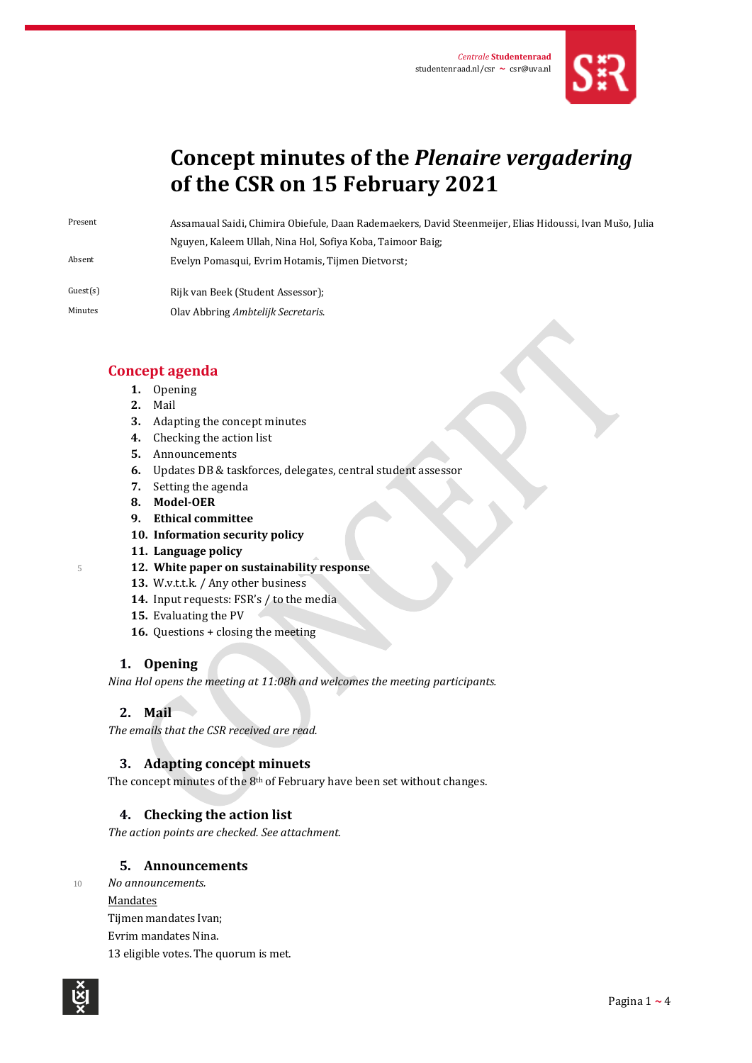Centrale Studentenraad
studentenraad.nl/csr ~ csr@uva.nl

# Concept minutes of the *Plenaire vergadering* of the CSR on 15 February 2021

| | |
|---|---|
| Present | Assamaual Saidi, Chimira Obiefule, Daan Rademaekers, David Steenmeijer, Elias Hidoussi, Ivan Mušo, Julia Nguyen, Kaleem Ullah, Nina Hol, Sofiya Koba, Taimoor Baig; |
| Absent | Evelyn Pomasqui, Evrim Hotamis, Tijmen Dietvorst; |
| Guest(s) | Rijk van Beek (Student Assessor); |
| Minutes | Olav Abbring *Ambtelijk Secretaris.* |

## Concept agenda

1. Opening
2. Mail
3. Adapting the concept minutes
4. Checking the action list
5. Announcements
6. Updates DB & taskforces, delegates, central student assessor
7. Setting the agenda
8. **Model-OER**
9. **Ethical committee**
10. **Information security policy**
11. **Language policy**
12. **White paper on sustainability response**
13. W.v.t.t.k. / Any other business
14. Input requests: FSR's / to the media
15. Evaluating the PV
16. Questions + closing the meeting

### 1. Opening

*Nina Hol opens the meeting at 11:08h and welcomes the meeting participants.*

### 2. Mail

*The emails that the CSR received are read.*

### 3. Adapting concept minuets

The concept minutes of the 8th of February have been set without changes.

### 4. Checking the action list

*The action points are checked. See attachment.*

### 5. Announcements

*No announcements.*

Mandates

Tijmen mandates Ivan;

Evrim mandates Nina.

13 eligible votes. The quorum is met.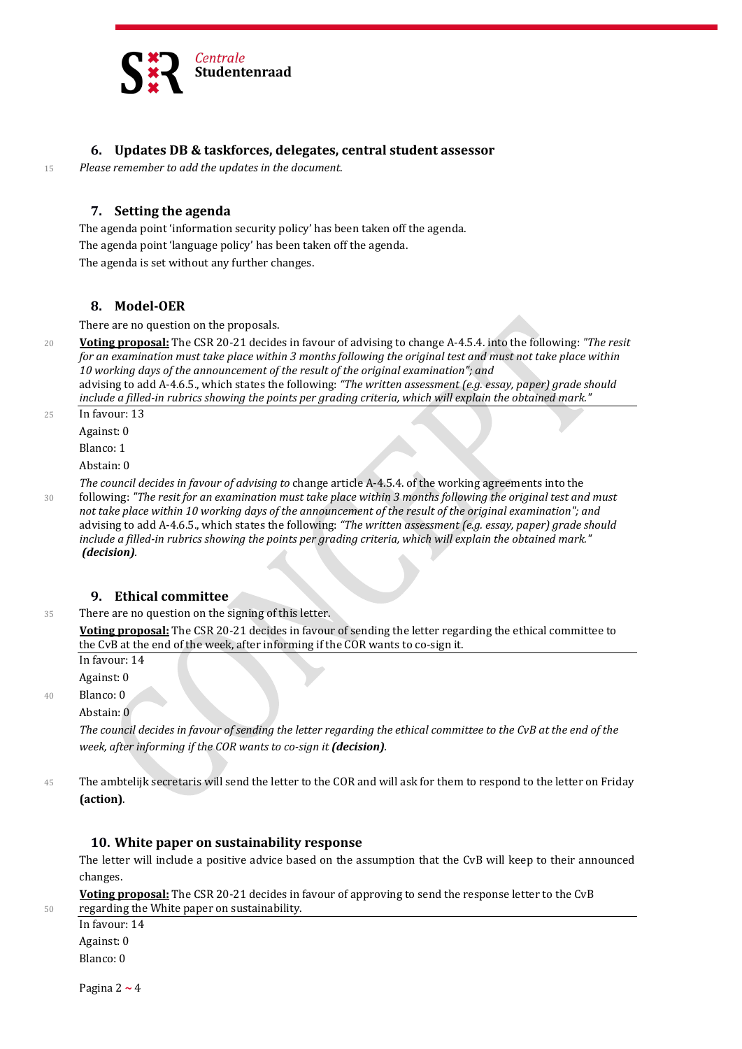## 6. Updates DB & taskforces, delegates, central student assessor

*Please remember to add the updates in the document.*

## 7. Setting the agenda

The agenda point 'information security policy' has been taken off the agenda.

The agenda point 'language policy' has been taken off the agenda.

The agenda is set without any further changes.

## 8. Model-OER

There are no question on the proposals.

**Voting proposal:** The CSR 20-21 decides in favour of advising to change A-4.5.4. into the following: *"The resit for an examination must take place within 3 months following the original test and must not take place within 10 working days of the announcement of the result of the original examination"; and* advising to add A-4.6.5., which states the following: *"The written assessment (e.g. essay, paper) grade should include a filled-in rubrics showing the points per grading criteria, which will explain the obtained mark."*

In favour: 13

Against: 0

Blanco: 1

Abstain: 0

*The council decides in favour of advising to* change article A-4.5.4. of the working agreements into the following: *"The resit for an examination must take place within 3 months following the original test and must not take place within 10 working days of the announcement of the result of the original examination"; and* advising to add A-4.6.5., which states the following: *"The written assessment (e.g. essay, paper) grade should include a filled-in rubrics showing the points per grading criteria, which will explain the obtained mark."* ***(decision)***.

## 9. Ethical committee

There are no question on the signing of this letter.

**Voting proposal:** The CSR 20-21 decides in favour of sending the letter regarding the ethical committee to the CvB at the end of the week, after informing if the COR wants to co-sign it.

In favour: 14

Against: 0

Blanco: 0

Abstain: 0

*The council decides in favour of sending the letter regarding the ethical committee to the CvB at the end of the week, after informing if the COR wants to co-sign it* ***(decision)***.

The ambtelijk secretaris will send the letter to the COR and will ask for them to respond to the letter on Friday **(action)**.

## 10. White paper on sustainability response

The letter will include a positive advice based on the assumption that the CvB will keep to their announced changes.

**Voting proposal:** The CSR 20-21 decides in favour of approving to send the response letter to the CvB regarding the White paper on sustainability.

In favour: 14

Against: 0

Blanco: 0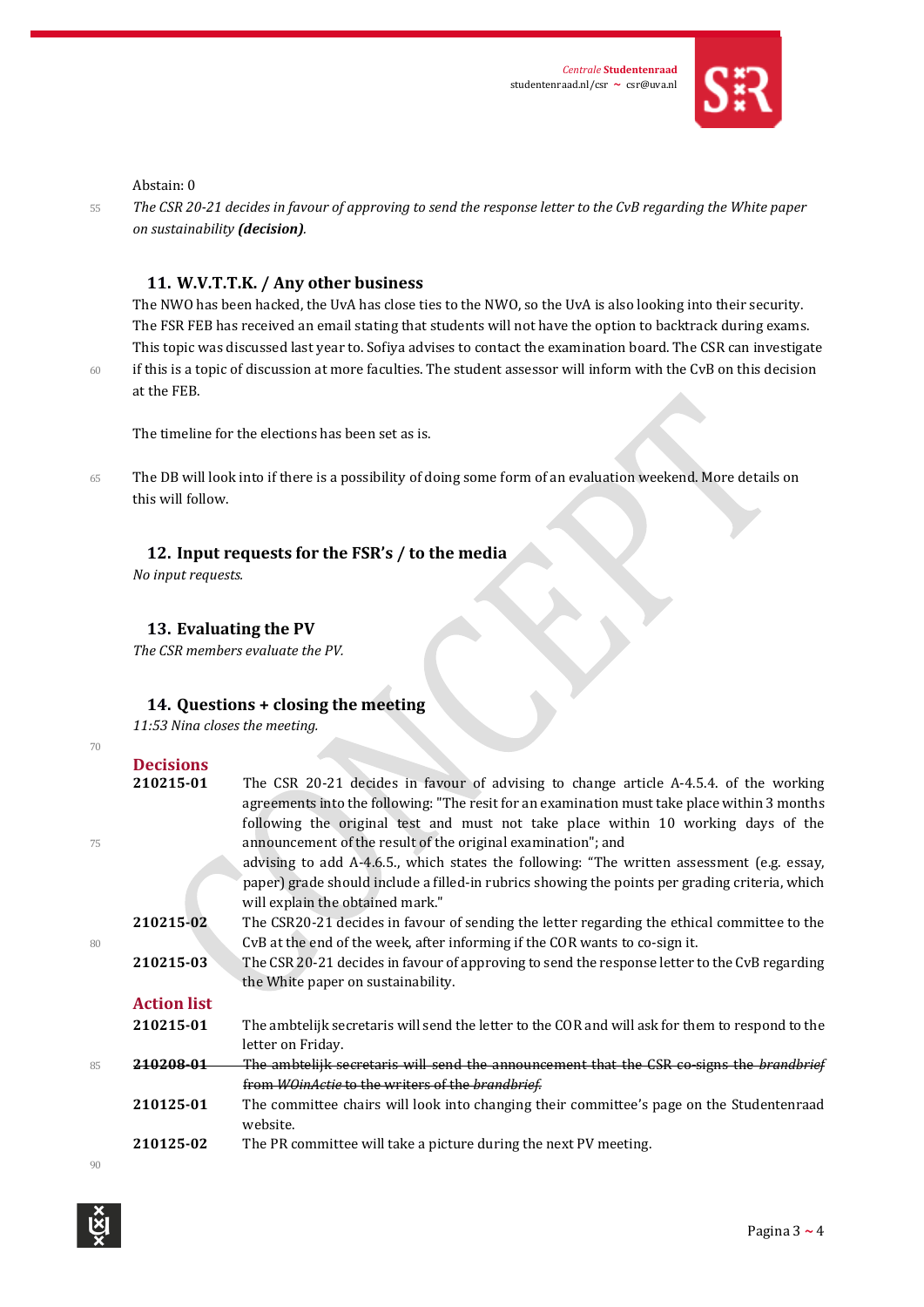Abstain: 0

*The CSR 20-21 decides in favour of approving to send the response letter to the CvB regarding the White paper on sustainability **(decision)**.*

## 11. W.V.T.T.K. / Any other business

The NWO has been hacked, the UvA has close ties to the NWO, so the UvA is also looking into their security. The FSR FEB has received an email stating that students will not have the option to backtrack during exams. This topic was discussed last year to. Sofiya advises to contact the examination board. The CSR can investigate if this is a topic of discussion at more faculties. The student assessor will inform with the CvB on this decision at the FEB.

The timeline for the elections has been set as is.

The DB will look into if there is a possibility of doing some form of an evaluation weekend. More details on this will follow.

## 12. Input requests for the FSR's / to the media

*No input requests.*

## 13. Evaluating the PV

*The CSR members evaluate the PV.*

## 14. Questions + closing the meeting

*11:53 Nina closes the meeting.*

## Decisions

| | |
|---|---|
| **210215-01** | The CSR 20-21 decides in favour of advising to change article A-4.5.4. of the working agreements into the following: "The resit for an examination must take place within 3 months following the original test and must not take place within 10 working days of the announcement of the result of the original examination"; and advising to add A-4.6.5., which states the following: "The written assessment (e.g. essay, paper) grade should include a filled-in rubrics showing the points per grading criteria, which will explain the obtained mark." |
| **210215-02** | The CSR20-21 decides in favour of sending the letter regarding the ethical committee to the CvB at the end of the week, after informing if the COR wants to co-sign it. |
| **210215-03** | The CSR 20-21 decides in favour of approving to send the response letter to the CvB regarding the White paper on sustainability. |

## Action list

| | |
|---|---|
| **210215-01** | The ambtelijk secretaris will send the letter to the COR and will ask for them to respond to the letter on Friday. |
| ~~**210208-01**~~ | ~~The ambtelijk secretaris will send the announcement that the CSR co-signs the *brandbrief* from *WOinActie* to the writers of the *brandbrief*.~~ |
| **210125-01** | The committee chairs will look into changing their committee's page on the Studentenraad website. |
| **210125-02** | The PR committee will take a picture during the next PV meeting. |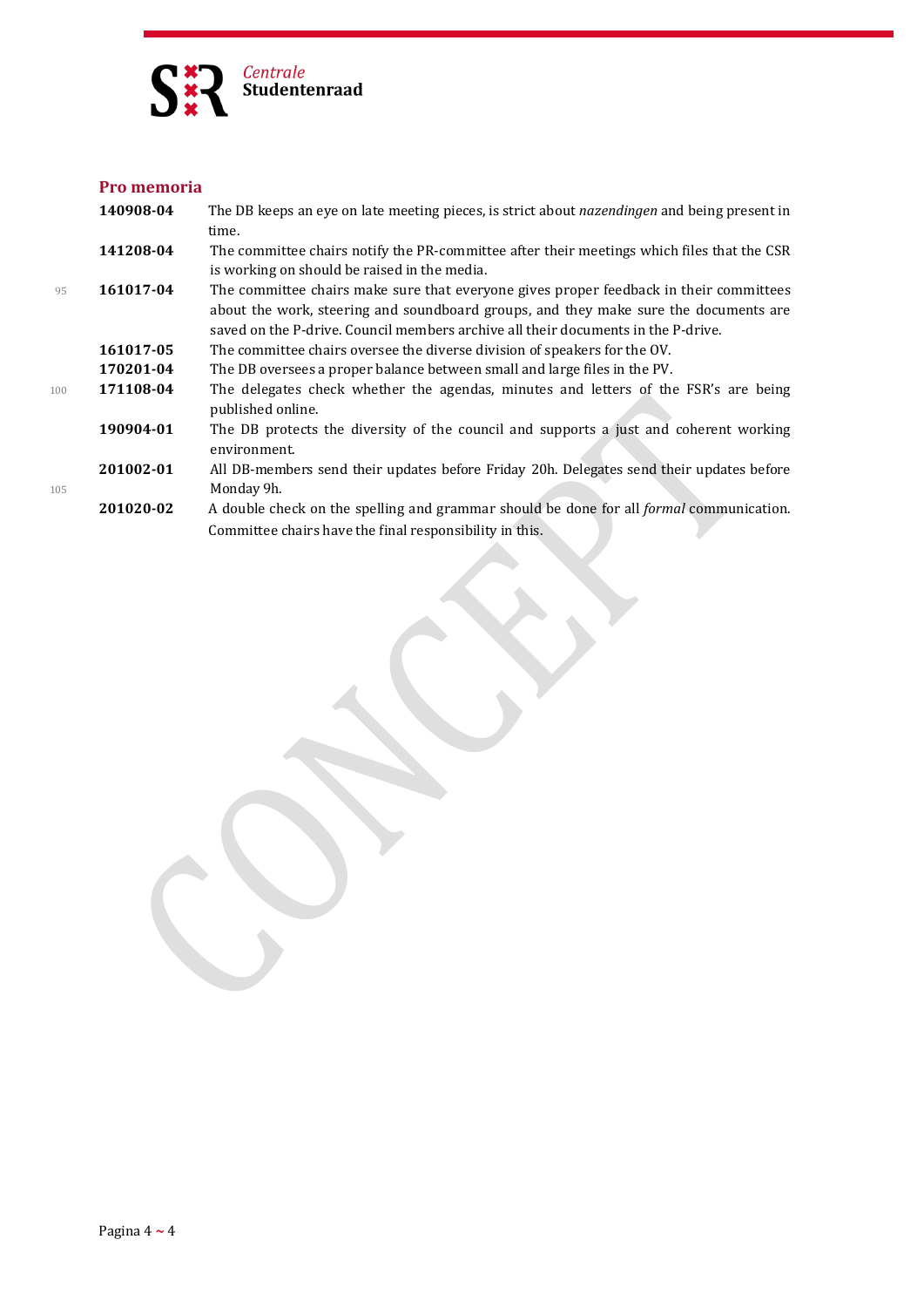## Pro memoria

| | |
|---|---|
| **140908-04** | The DB keeps an eye on late meeting pieces, is strict about *nazendingen* and being present in time. |
| **141208-04** | The committee chairs notify the PR-committee after their meetings which files that the CSR is working on should be raised in the media. |
| **161017-04** | The committee chairs make sure that everyone gives proper feedback in their committees about the work, steering and soundboard groups, and they make sure the documents are saved on the P-drive. Council members archive all their documents in the P-drive. |
| **161017-05** | The committee chairs oversee the diverse division of speakers for the OV. |
| **170201-04** | The DB oversees a proper balance between small and large files in the PV. |
| **171108-04** | The delegates check whether the agendas, minutes and letters of the FSR's are being published online. |
| **190904-01** | The DB protects the diversity of the council and supports a just and coherent working environment. |
| **201002-01** | All DB-members send their updates before Friday 20h. Delegates send their updates before Monday 9h. |
| **201020-02** | A double check on the spelling and grammar should be done for all *formal* communication. Committee chairs have the final responsibility in this. |